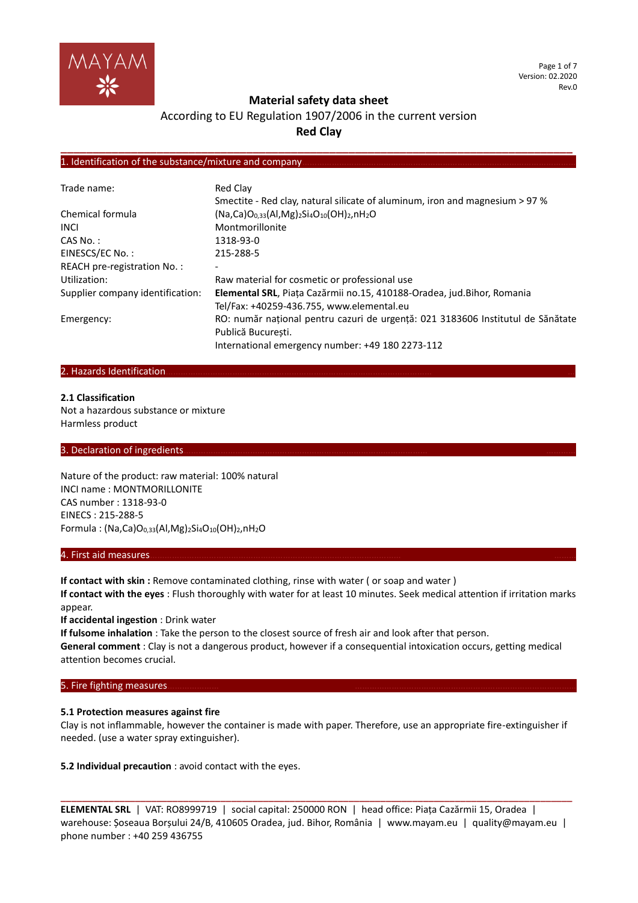# Material safety data sheet

According to EU Regulation 1907/2006 in the current version

**Red Clay**

## 1. Identification of the substance/mixture and company

| | |
|---|---|
| Trade name: | Red Clay<br>Smectite - Red clay, natural silicate of aluminum, iron and magnesium > 97 % |
| Chemical formula | $(Na,Ca)O_{0,33}(Al,Mg)_2Si_4O_{10}(OH)_2,nH_2O$ |
| INCI | Montmorillonite |
| CAS No. : | 1318-93-0 |
| EINESCS/EC No. : | 215-288-5 |
| REACH pre-registration No. : | - |
| Utilization: | Raw material for cosmetic or professional use |
| Supplier company identification: | **Elemental SRL**, Piața Cazărmii no.15, 410188-Oradea, jud.Bihor, Romania<br>Tel/Fax: +40259-436.755, www.elemental.eu |
| Emergency: | RO: număr național pentru cazuri de urgență: 021 3183606 Institutul de Sănătate Publică București.<br>International emergency number: +49 180 2273-112 |

## 2. Hazards Identification

**2.1 Classification**

Not a hazardous substance or mixture

Harmless product

## 3. Declaration of ingredients

Nature of the product: raw material: 100% natural

INCI name : MONTMORILLONITE

CAS number : 1318-93-0

EINECS : 215-288-5

Formula : $(Na,Ca)O_{0,33}(Al,Mg)_2Si_4O_{10}(OH)_2,nH_2O$

## 4. First aid measures

**If contact with skin :** Remove contaminated clothing, rinse with water ( or soap and water )

**If contact with the eyes** : Flush thoroughly with water for at least 10 minutes. Seek medical attention if irritation marks appear.

**If accidental ingestion** : Drink water

**If fulsome inhalation** : Take the person to the closest source of fresh air and look after that person.

**General comment** : Clay is not a dangerous product, however if a consequential intoxication occurs, getting medical attention becomes crucial.

## 5. Fire fighting measures

**5.1 Protection measures against fire**

Clay is not inflammable, however the container is made with paper. Therefore, use an appropriate fire-extinguisher if needed. (use a water spray extinguisher).

**5.2 Individual precaution** : avoid contact with the eyes.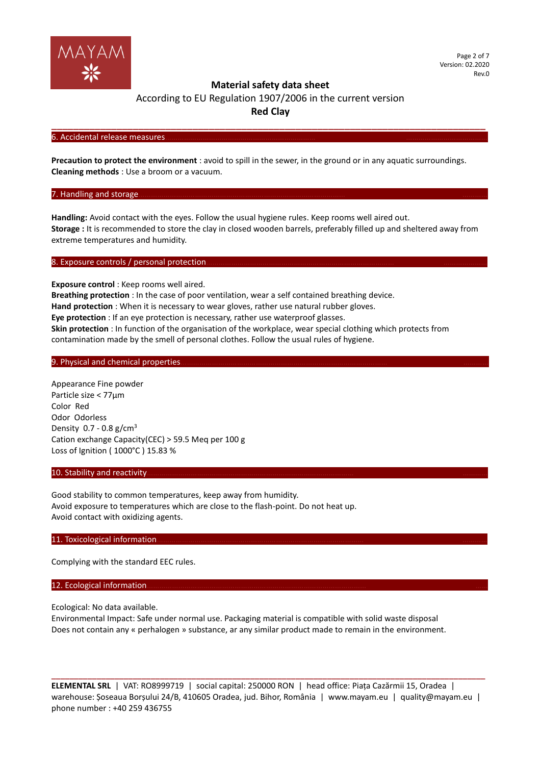## 6. Accidental release measures

**Precaution to protect the environment** : avoid to spill in the sewer, in the ground or in any aquatic surroundings.
**Cleaning methods** : Use a broom or a vacuum.

## 7. Handling and storage

**Handling:** Avoid contact with the eyes. Follow the usual hygiene rules. Keep rooms well aired out.
**Storage :** It is recommended to store the clay in closed wooden barrels, preferably filled up and sheltered away from extreme temperatures and humidity.

## 8. Exposure controls / personal protection

**Exposure control** : Keep rooms well aired.
**Breathing protection** : In the case of poor ventilation, wear a self contained breathing device.
**Hand protection** : When it is necessary to wear gloves, rather use natural rubber gloves.
**Eye protection** : If an eye protection is necessary, rather use waterproof glasses.
**Skin protection** : In function of the organisation of the workplace, wear special clothing which protects from contamination made by the smell of personal clothes. Follow the usual rules of hygiene.

## 9. Physical and chemical properties

Appearance Fine powder
Particle size < 77µm
Color Red
Odor Odorless
Density 0.7 - 0.8 g/cm$^3$
Cation exchange Capacity(CEC) > 59.5 Meq per 100 g
Loss of Ignition ( 1000°C ) 15.83 %

## 10. Stability and reactivity

Good stability to common temperatures, keep away from humidity.
Avoid exposure to temperatures which are close to the flash-point. Do not heat up.
Avoid contact with oxidizing agents.

## 11. Toxicological information

Complying with the standard EEC rules.

## 12. Ecological information

Ecological: No data available.
Environmental Impact: Safe under normal use. Packaging material is compatible with solid waste disposal
Does not contain any « perhalogen » substance, ar any similar product made to remain in the environment.

**ELEMENTAL SRL** | VAT: RO8999719 | social capital: 250000 RON | head office: Piața Cazărmii 15, Oradea | warehouse: Șoseaua Borșului 24/B, 410605 Oradea, jud. Bihor, România | www.mayam.eu | quality@mayam.eu | phone number : +40 259 436755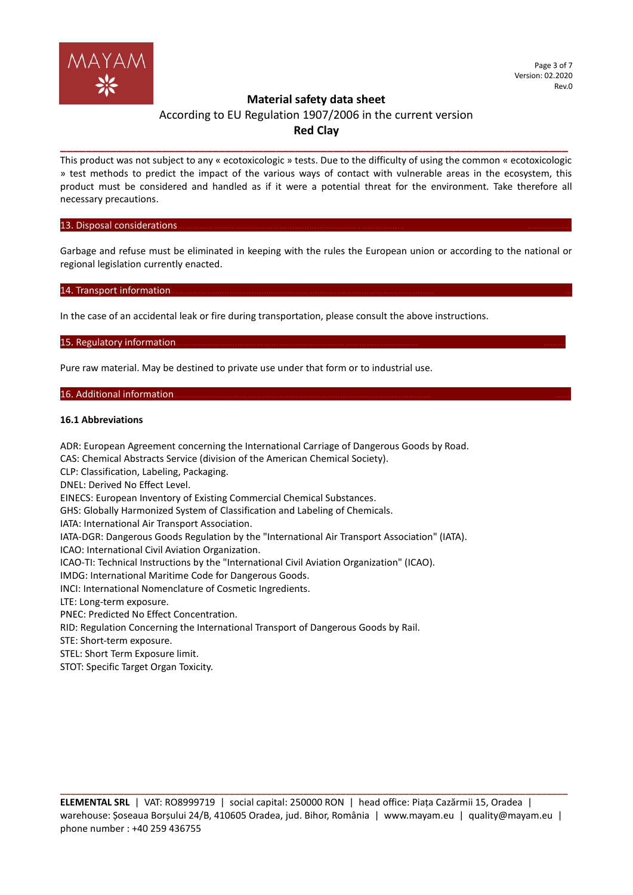This product was not subject to any « ecotoxicologic » tests. Due to the difficulty of using the common « ecotoxicologic » test methods to predict the impact of the various ways of contact with vulnerable areas in the ecosystem, this product must be considered and handled as if it were a potential threat for the environment. Take therefore all necessary precautions.

## 13. Disposal considerations

Garbage and refuse must be eliminated in keeping with the rules the European union or according to the national or regional legislation currently enacted.

## 14. Transport information

In the case of an accidental leak or fire during transportation, please consult the above instructions.

## 15. Regulatory information

Pure raw material. May be destined to private use under that form or to industrial use.

## 16. Additional information

**16.1 Abbreviations**

ADR: European Agreement concerning the International Carriage of Dangerous Goods by Road.
CAS: Chemical Abstracts Service (division of the American Chemical Society).
CLP: Classification, Labeling, Packaging.
DNEL: Derived No Effect Level.
EINECS: European Inventory of Existing Commercial Chemical Substances.
GHS: Globally Harmonized System of Classification and Labeling of Chemicals.
IATA: International Air Transport Association.
IATA-DGR: Dangerous Goods Regulation by the "International Air Transport Association" (IATA).
ICAO: International Civil Aviation Organization.
ICAO-TI: Technical Instructions by the "International Civil Aviation Organization" (ICAO).
IMDG: International Maritime Code for Dangerous Goods.
INCI: International Nomenclature of Cosmetic Ingredients.
LTE: Long-term exposure.
PNEC: Predicted No Effect Concentration.
RID: Regulation Concerning the International Transport of Dangerous Goods by Rail.
STE: Short-term exposure.
STEL: Short Term Exposure limit.
STOT: Specific Target Organ Toxicity.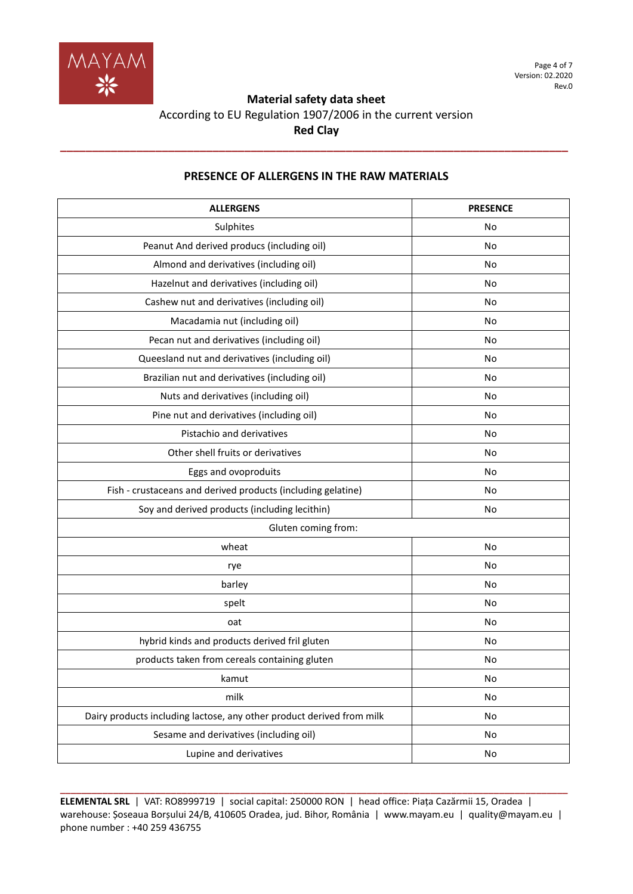# Material safety data sheet

According to EU Regulation 1907/2006 in the current version

**Red Clay**

## PRESENCE OF ALLERGENS IN THE RAW MATERIALS

| ALLERGENS | PRESENCE |
|---|---|
| Sulphites | No |
| Peanut And derived producs (including oil) | No |
| Almond and derivatives (including oil) | No |
| Hazelnut and derivatives (including oil) | No |
| Cashew nut and derivatives (including oil) | No |
| Macadamia nut (including oil) | No |
| Pecan nut and derivatives (including oil) | No |
| Queesland nut and derivatives (including oil) | No |
| Brazilian nut and derivatives (including oil) | No |
| Nuts and derivatives (including oil) | No |
| Pine nut and derivatives (including oil) | No |
| Pistachio and derivatives | No |
| Other shell fruits or derivatives | No |
| Eggs and ovoproduits | No |
| Fish - crustaceans and derived products (including gelatine) | No |
| Soy and derived products (including lecithin) | No |
| Gluten coming from: | |
| wheat | No |
| rye | No |
| barley | No |
| spelt | No |
| oat | No |
| hybrid kinds and products derived fril gluten | No |
| products taken from cereals containing gluten | No |
| kamut | No |
| milk | No |
| Dairy products including lactose, any other product derived from milk | No |
| Sesame and derivatives (including oil) | No |
| Lupine and derivatives | No |

**ELEMENTAL SRL** | VAT: RO8999719 | social capital: 250000 RON | head office: Piața Cazărmii 15, Oradea | warehouse: Șoseaua Borșului 24/B, 410605 Oradea, jud. Bihor, România | www.mayam.eu | quality@mayam.eu | phone number : +40 259 436755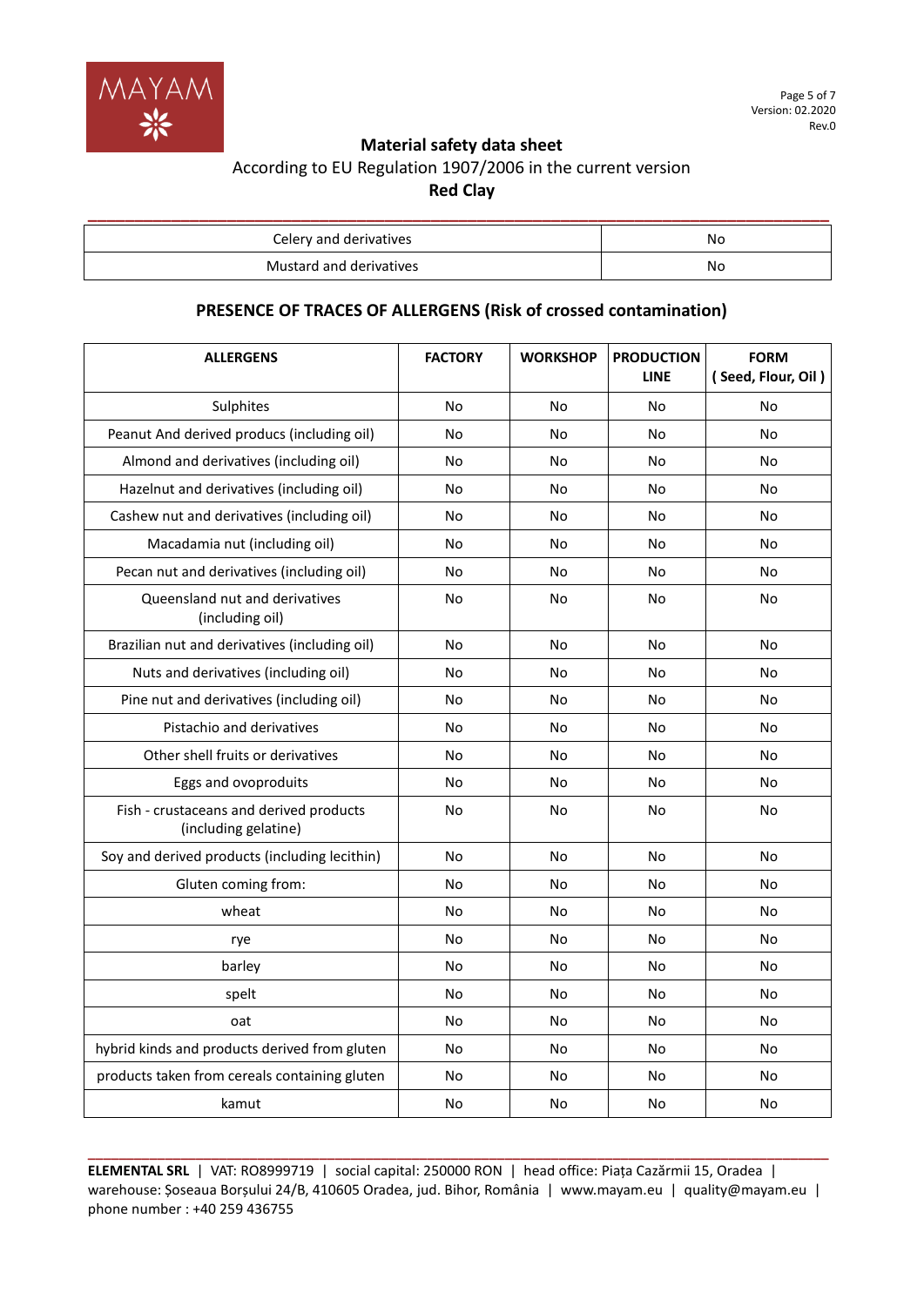| Celery and derivatives | No |
|---|---|
| Mustard and derivatives | No |

## PRESENCE OF TRACES OF ALLERGENS (Risk of crossed contamination)

| ALLERGENS | FACTORY | WORKSHOP | PRODUCTION LINE | FORM ( Seed, Flour, Oil ) |
|---|---|---|---|---|
| Sulphites | No | No | No | No |
| Peanut And derived producs (including oil) | No | No | No | No |
| Almond and derivatives (including oil) | No | No | No | No |
| Hazelnut and derivatives (including oil) | No | No | No | No |
| Cashew nut and derivatives (including oil) | No | No | No | No |
| Macadamia nut (including oil) | No | No | No | No |
| Pecan nut and derivatives (including oil) | No | No | No | No |
| Queensland nut and derivatives (including oil) | No | No | No | No |
| Brazilian nut and derivatives (including oil) | No | No | No | No |
| Nuts and derivatives (including oil) | No | No | No | No |
| Pine nut and derivatives (including oil) | No | No | No | No |
| Pistachio and derivatives | No | No | No | No |
| Other shell fruits or derivatives | No | No | No | No |
| Eggs and ovoproduits | No | No | No | No |
| Fish - crustaceans and derived products (including gelatine) | No | No | No | No |
| Soy and derived products (including lecithin) | No | No | No | No |
| Gluten coming from: | No | No | No | No |
| wheat | No | No | No | No |
| rye | No | No | No | No |
| barley | No | No | No | No |
| spelt | No | No | No | No |
| oat | No | No | No | No |
| hybrid kinds and products derived from gluten | No | No | No | No |
| products taken from cereals containing gluten | No | No | No | No |
| kamut | No | No | No | No |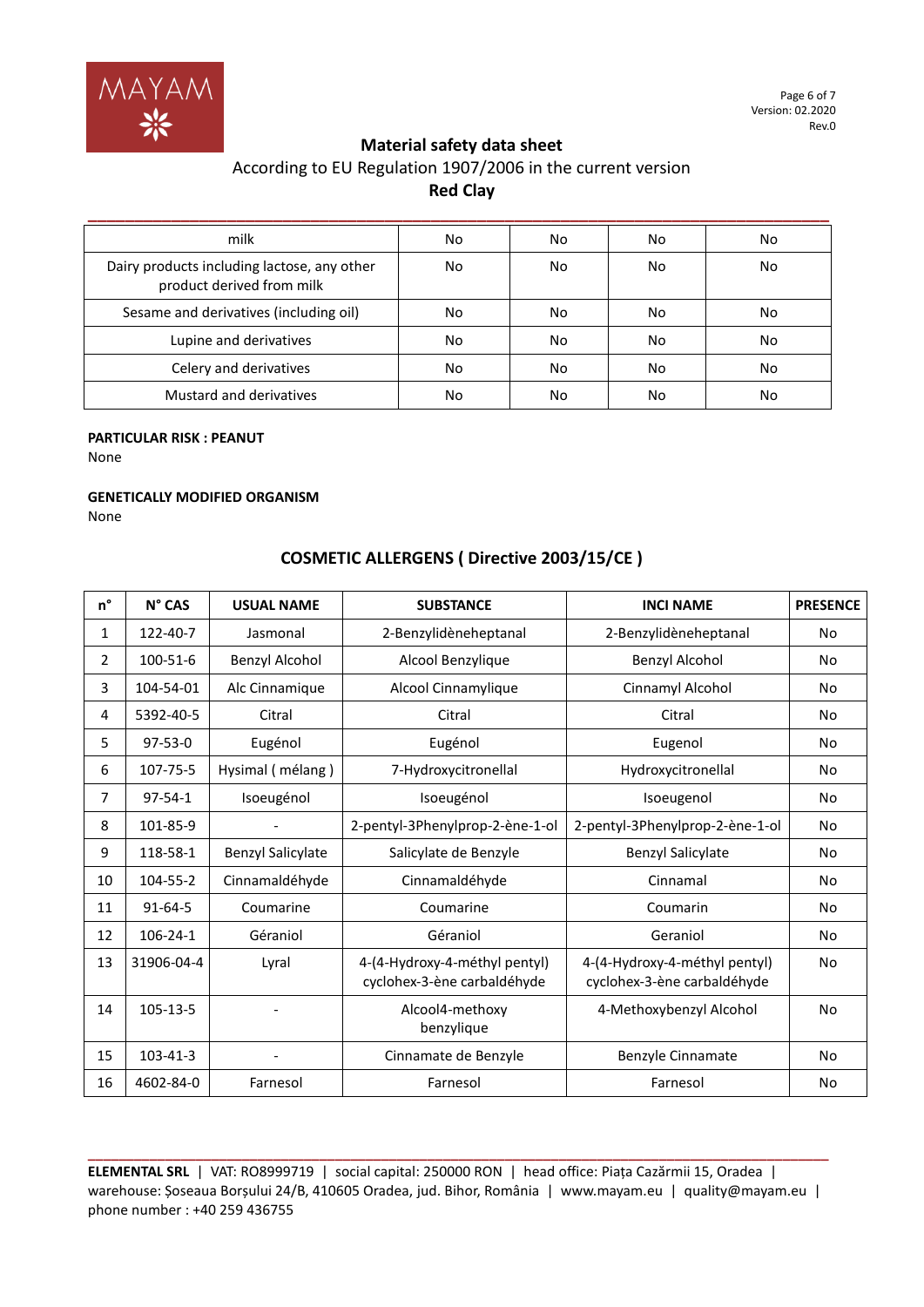| milk | No | No | No | No |
|---|---|---|---|---|
| Dairy products including lactose, any other product derived from milk | No | No | No | No |
| Sesame and derivatives (including oil) | No | No | No | No |
| Lupine and derivatives | No | No | No | No |
| Celery and derivatives | No | No | No | No |
| Mustard and derivatives | No | No | No | No |

**PARTICULAR RISK : PEANUT**

None

**GENETICALLY MODIFIED ORGANISM**

None

## COSMETIC ALLERGENS ( Directive 2003/15/CE )

| n° | N° CAS | USUAL NAME | SUBSTANCE | INCI NAME | PRESENCE |
|---|---|---|---|---|---|
| 1 | 122-40-7 | Jasmonal | 2-Benzylidèneheptanal | 2-Benzylidèneheptanal | No |
| 2 | 100-51-6 | Benzyl Alcohol | Alcool Benzylique | Benzyl Alcohol | No |
| 3 | 104-54-01 | Alc Cinnamique | Alcool Cinnamylique | Cinnamyl Alcohol | No |
| 4 | 5392-40-5 | Citral | Citral | Citral | No |
| 5 | 97-53-0 | Eugénol | Eugénol | Eugenol | No |
| 6 | 107-75-5 | Hysimal ( mélang ) | 7-Hydroxycitronellal | Hydroxycitronellal | No |
| 7 | 97-54-1 | Isoeugénol | Isoeugénol | Isoeugenol | No |
| 8 | 101-85-9 | - | 2-pentyl-3Phenylprop-2-ène-1-ol | 2-pentyl-3Phenylprop-2-ène-1-ol | No |
| 9 | 118-58-1 | Benzyl Salicylate | Salicylate de Benzyle | Benzyl Salicylate | No |
| 10 | 104-55-2 | Cinnamaldéhyde | Cinnamaldéhyde | Cinnamal | No |
| 11 | 91-64-5 | Coumarine | Coumarine | Coumarin | No |
| 12 | 106-24-1 | Géraniol | Géraniol | Geraniol | No |
| 13 | 31906-04-4 | Lyral | 4-(4-Hydroxy-4-méthyl pentyl) cyclohex-3-ène carbaldéhyde | 4-(4-Hydroxy-4-méthyl pentyl) cyclohex-3-ène carbaldéhyde | No |
| 14 | 105-13-5 | - | Alcool4-methoxy benzylique | 4-Methoxybenzyl Alcohol | No |
| 15 | 103-41-3 | - | Cinnamate de Benzyle | Benzyle Cinnamate | No |
| 16 | 4602-84-0 | Farnesol | Farnesol | Farnesol | No |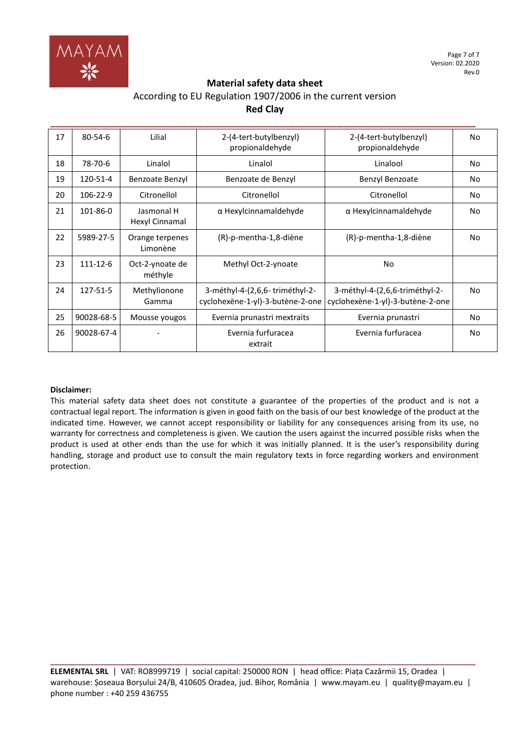MAYAM

# Material safety data sheet

According to EU Regulation 1907/2006 in the current version

**Red Clay**

| | | | | | |
|---|---|---|---|---|---|
| 17 | 80-54-6 | Lilial | 2-(4-tert-butylbenzyl) propionaldehyde | 2-(4-tert-butylbenzyl) propionaldehyde | No |
| 18 | 78-70-6 | Linalol | Linalol | Linalool | No |
| 19 | 120-51-4 | Benzoate Benzyl | Benzoate de Benzyl | Benzyl Benzoate | No |
| 20 | 106-22-9 | Citronellol | Citronellol | Citronellol | No |
| 21 | 101-86-0 | Jasmonal H Hexyl Cinnamal | α Hexylcinnamaldehyde | α Hexylcinnamaldehyde | No |
| 22 | 5989-27-5 | Orange terpenes Limonène | (R)-p-mentha-1,8-diène | (R)-p-mentha-1,8-diène | No |
| 23 | 111-12-6 | Oct-2-ynoate de méthyle | Methyl Oct-2-ynoate | No | |
| 24 | 127-51-5 | Methylionone Gamma | 3-méthyl-4-(2,6,6- triméthyl-2-cyclohexène-1-yl)-3-butène-2-one | 3-méthyl-4-(2,6,6-triméthyl-2-cyclohexène-1-yl)-3-butène-2-one | No |
| 25 | 90028-68-5 | Mousse yougos | Evernia prunastri mextraits | Evernia prunastri | No |
| 26 | 90028-67-4 | - | Evernia furfuracea extrait | Evernia furfuracea | No |

**Disclaimer:**

This material safety data sheet does not constitute a guarantee of the properties of the product and is not a contractual legal report. The information is given in good faith on the basis of our best knowledge of the product at the indicated time. However, we cannot accept responsibility or liability for any consequences arising from its use, no warranty for correctness and completeness is given. We caution the users against the incurred possible risks when the product is used at other ends than the use for which it was initially planned. It is the user's responsibility during handling, storage and product use to consult the main regulatory texts in force regarding workers and environment protection.

**ELEMENTAL SRL** | VAT: RO8999719 | social capital: 250000 RON | head office: Piața Cazărmii 15, Oradea | warehouse: Șoseaua Borșului 24/B, 410605 Oradea, jud. Bihor, România | www.mayam.eu | quality@mayam.eu | phone number : +40 259 436755